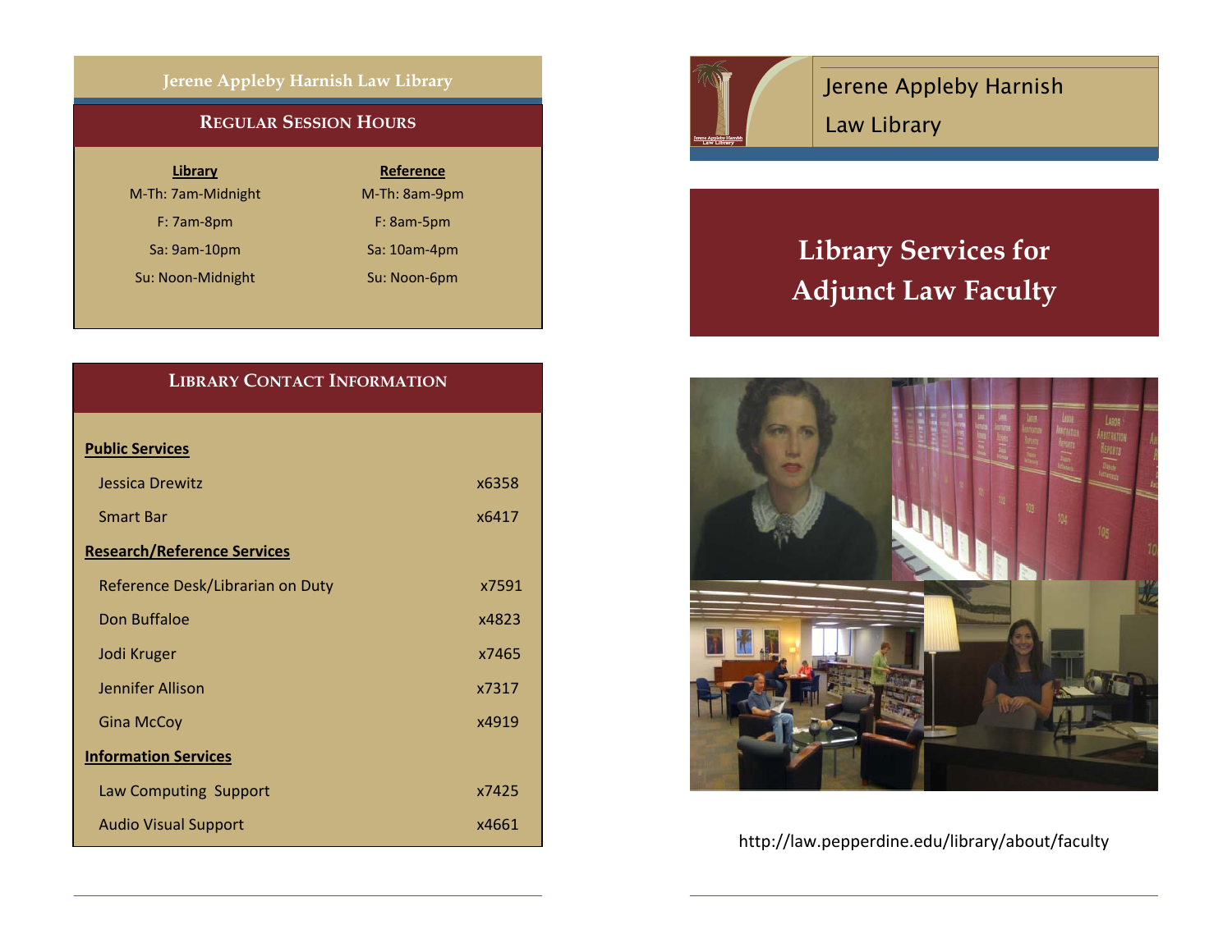## Jerene Appleby Harnish Law Library

### Regular Session Hours

| Library | Reference |
|---|---|
| M-Th: 7am-Midnight | M-Th: 8am-9pm |
| F: 7am-8pm | F: 8am-5pm |
| Sa: 9am-10pm | Sa: 10am-4pm |
| Su: Noon-Midnight | Su: Noon-6pm |

### Library Contact Information

**Public Services**

| | |
|---|---|
| Jessica Drewitz | x6358 |
| Smart Bar | x6417 |

**Research/Reference Services**

| | |
|---|---|
| Reference Desk/Librarian on Duty | x7591 |
| Don Buffaloe | x4823 |
| Jodi Kruger | x7465 |
| Jennifer Allison | x7317 |
| Gina McCoy | x4919 |

**Information Services**

| | |
|---|---|
| Law Computing Support | x7425 |
| Audio Visual Support | x4661 |

Jerene Appleby Harnish Law Library

# Library Services for Adjunct Law Faculty

http://law.pepperdine.edu/library/about/faculty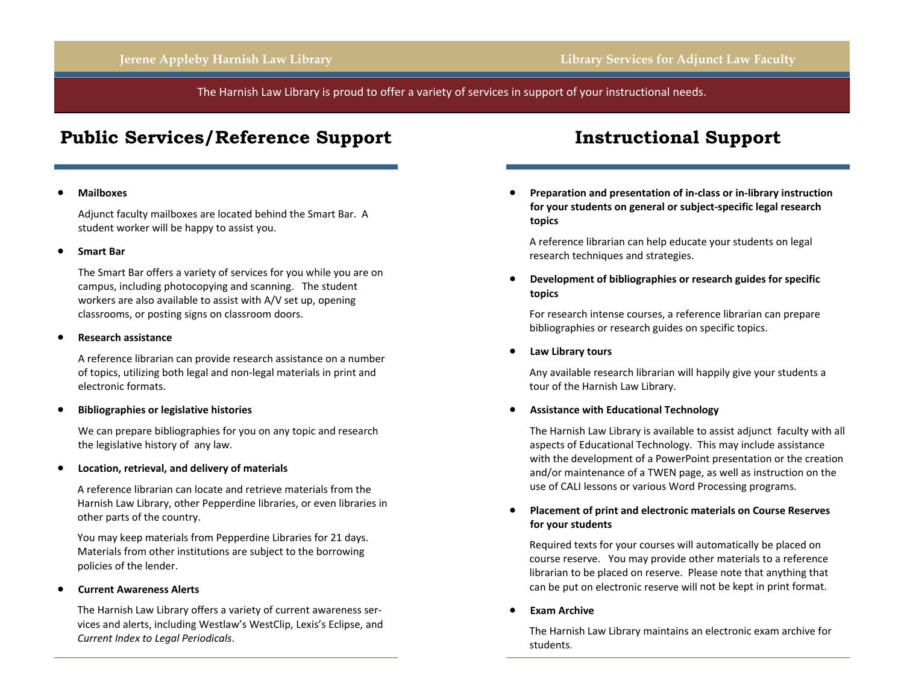Jerene Appleby Harnish Law Library

Library Services for Adjunct Law Faculty

The Harnish Law Library is proud to offer a variety of services in support of your instructional needs.

# Public Services/Reference Support

- **Mailboxes**

  Adjunct faculty mailboxes are located behind the Smart Bar. A student worker will be happy to assist you.

- **Smart Bar**

  The Smart Bar offers a variety of services for you while you are on campus, including photocopying and scanning. The student workers are also available to assist with A/V set up, opening classrooms, or posting signs on classroom doors.

- **Research assistance**

  A reference librarian can provide research assistance on a number of topics, utilizing both legal and non-legal materials in print and electronic formats.

- **Bibliographies or legislative histories**

  We can prepare bibliographies for you on any topic and research the legislative history of any law.

- **Location, retrieval, and delivery of materials**

  A reference librarian can locate and retrieve materials from the Harnish Law Library, other Pepperdine libraries, or even libraries in other parts of the country.

  You may keep materials from Pepperdine Libraries for 21 days. Materials from other institutions are subject to the borrowing policies of the lender.

- **Current Awareness Alerts**

  The Harnish Law Library offers a variety of current awareness services and alerts, including Westlaw's WestClip, Lexis's Eclipse, and *Current Index to Legal Periodicals*.

# Instructional Support

- **Preparation and presentation of in-class or in-library instruction for your students on general or subject-specific legal research topics**

  A reference librarian can help educate your students on legal research techniques and strategies.

- **Development of bibliographies or research guides for specific topics**

  For research intense courses, a reference librarian can prepare bibliographies or research guides on specific topics.

- **Law Library tours**

  Any available research librarian will happily give your students a tour of the Harnish Law Library.

- **Assistance with Educational Technology**

  The Harnish Law Library is available to assist adjunct faculty with all aspects of Educational Technology. This may include assistance with the development of a PowerPoint presentation or the creation and/or maintenance of a TWEN page, as well as instruction on the use of CALI lessons or various Word Processing programs.

- **Placement of print and electronic materials on Course Reserves for your students**

  Required texts for your courses will automatically be placed on course reserve. You may provide other materials to a reference librarian to be placed on reserve. Please note that anything that can be put on electronic reserve will not be kept in print format.

- **Exam Archive**

  The Harnish Law Library maintains an electronic exam archive for students.